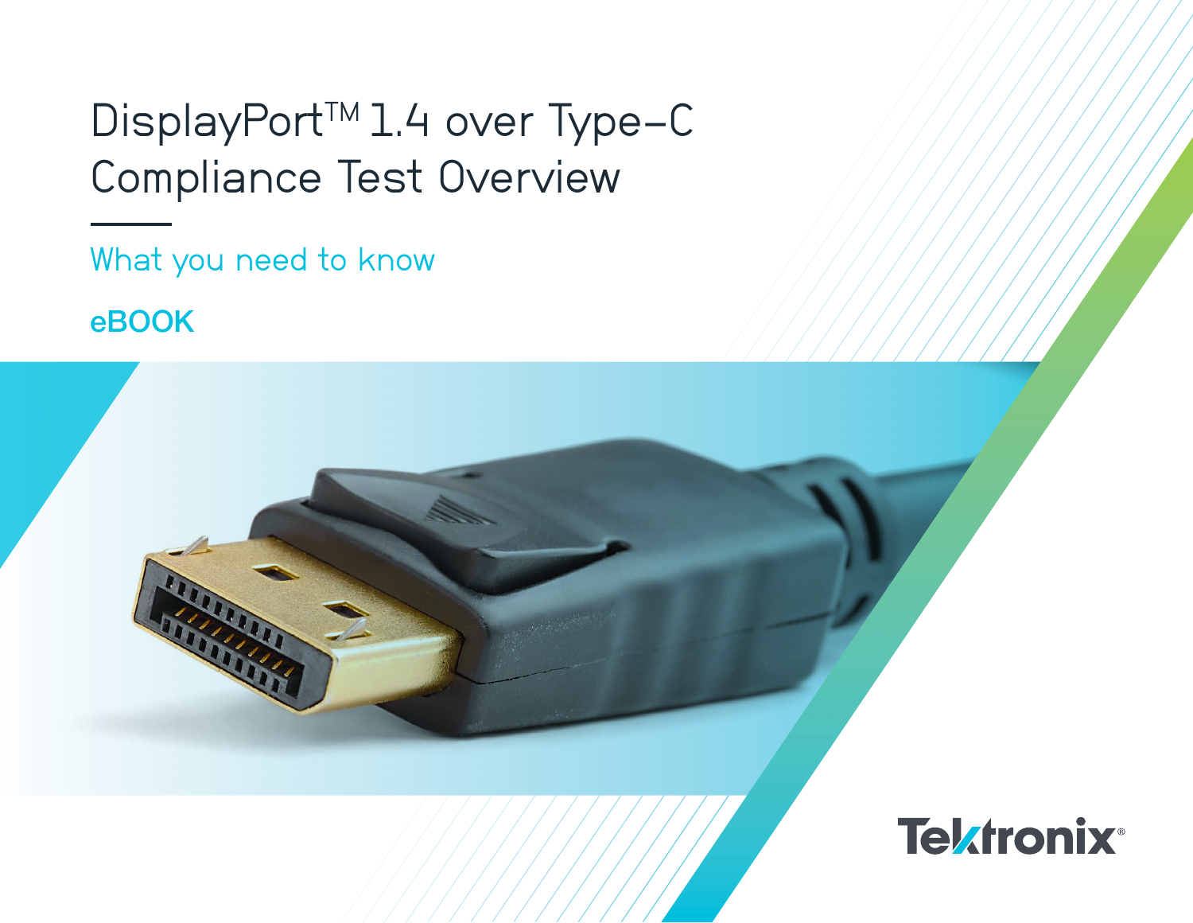# DisplayPort™ 1.4 over Type-C Compliance Test Overview

What you need to know

**eBOOK**

Tektronix®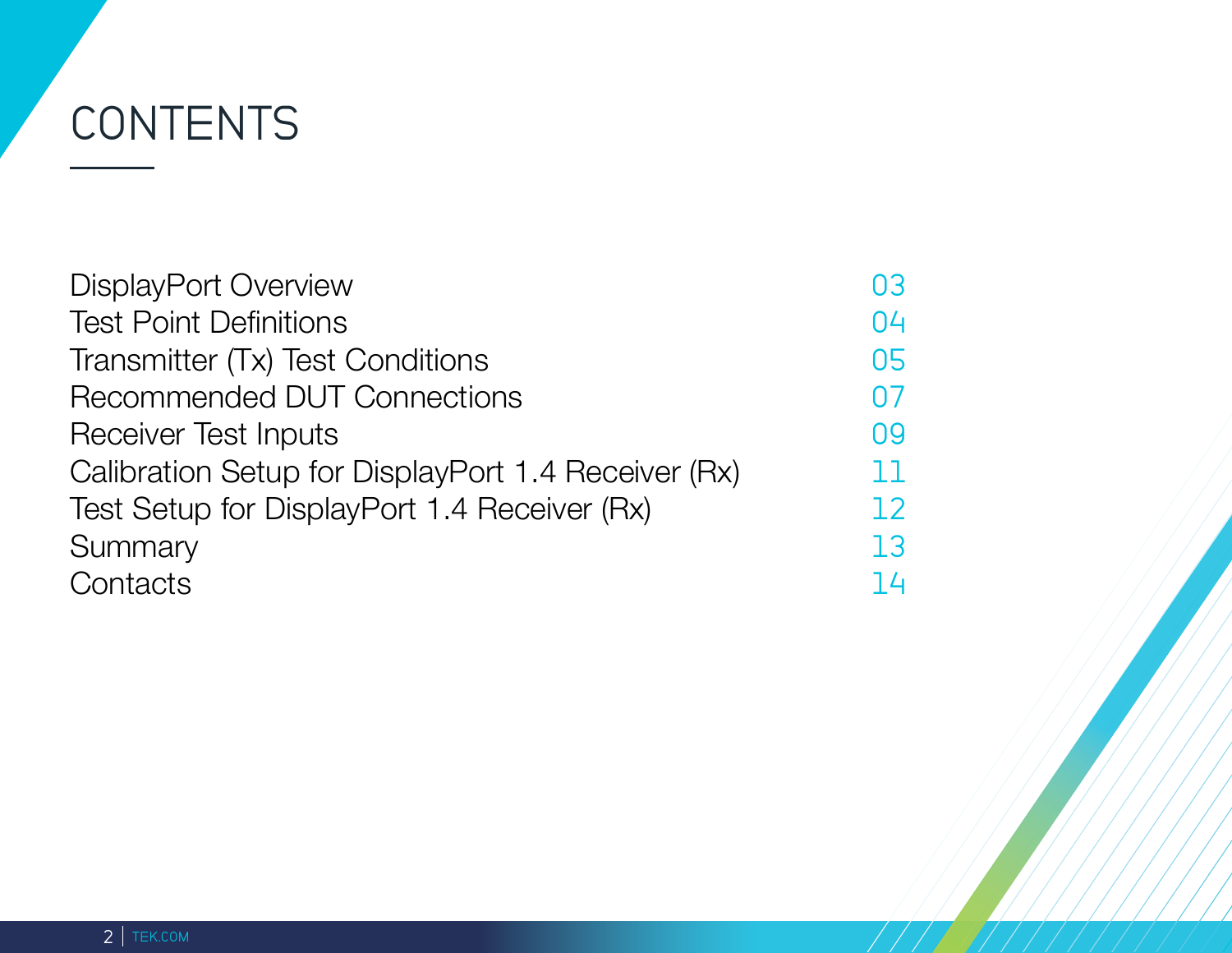# CONTENTS

| | |
|---|---|
| DisplayPort Overview | 03 |
| Test Point Definitions | 04 |
| Transmitter (Tx) Test Conditions | 05 |
| Recommended DUT Connections | 07 |
| Receiver Test Inputs | 09 |
| Calibration Setup for DisplayPort 1.4 Receiver (Rx) | 11 |
| Test Setup for DisplayPort 1.4 Receiver (Rx) | 12 |
| Summary | 13 |
| Contacts | 14 |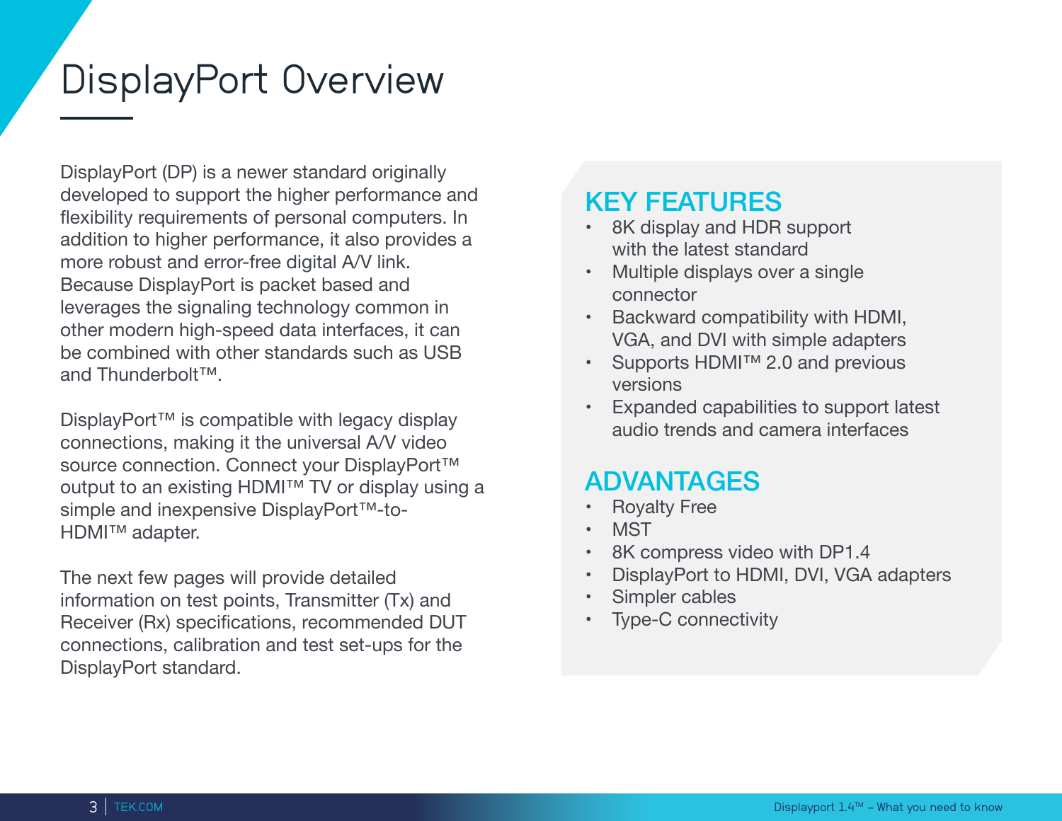# DisplayPort Overview

DisplayPort (DP) is a newer standard originally developed to support the higher performance and flexibility requirements of personal computers. In addition to higher performance, it also provides a more robust and error-free digital A/V link. Because DisplayPort is packet based and leverages the signaling technology common in other modern high-speed data interfaces, it can be combined with other standards such as USB and Thunderbolt™.

DisplayPort™ is compatible with legacy display connections, making it the universal A/V video source connection. Connect your DisplayPort™ output to an existing HDMI™ TV or display using a simple and inexpensive DisplayPort™-to-HDMI™ adapter.

The next few pages will provide detailed information on test points, Transmitter (Tx) and Receiver (Rx) specifications, recommended DUT connections, calibration and test set-ups for the DisplayPort standard.

## KEY FEATURES

- 8K display and HDR support with the latest standard
- Multiple displays over a single connector
- Backward compatibility with HDMI, VGA, and DVI with simple adapters
- Supports HDMI™ 2.0 and previous versions
- Expanded capabilities to support latest audio trends and camera interfaces

## ADVANTAGES

- Royalty Free
- MST
- 8K compress video with DP1.4
- DisplayPort to HDMI, DVI, VGA adapters
- Simpler cables
- Type-C connectivity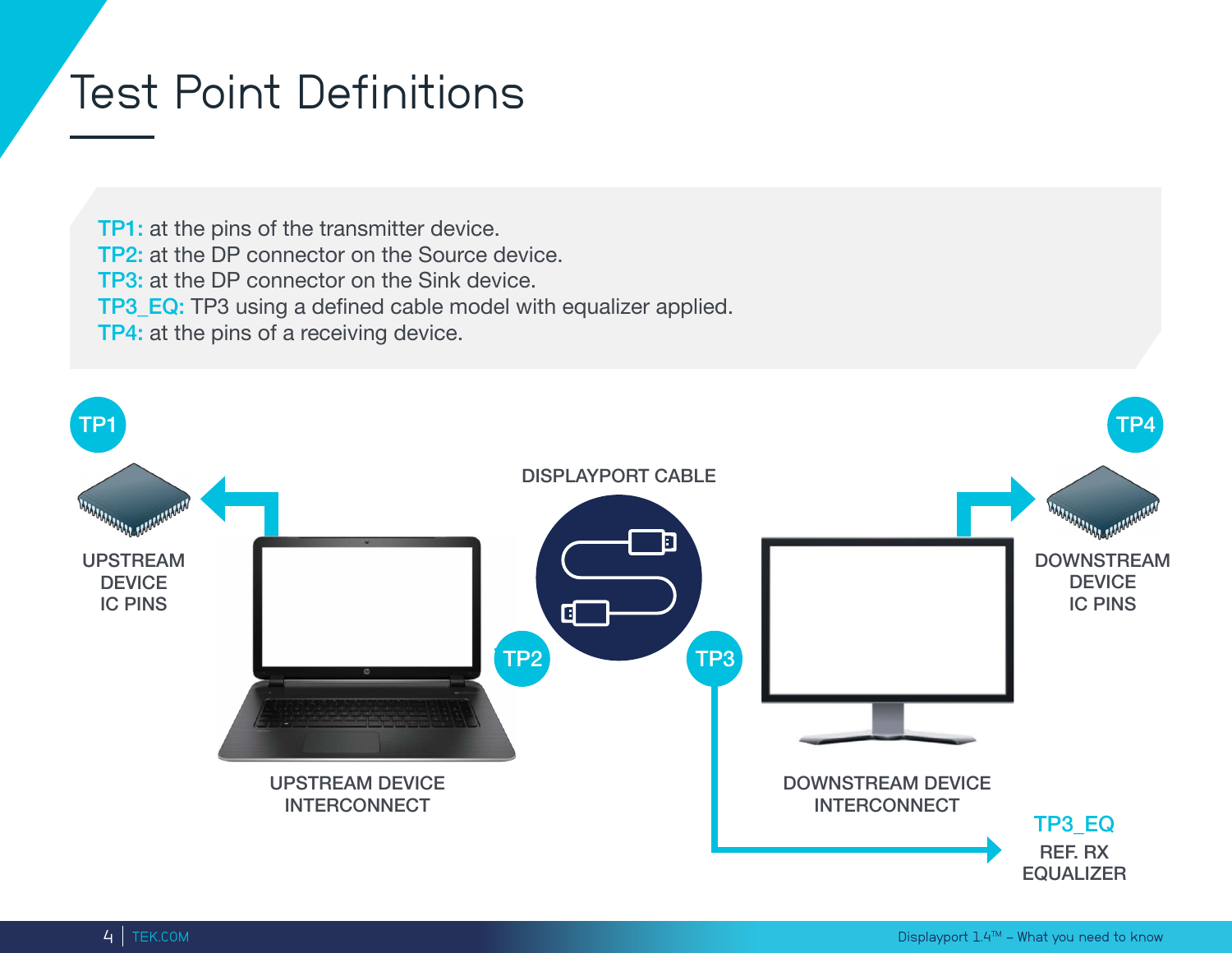# Test Point Definitions

**TP1:** at the pins of the transmitter device.
**TP2:** at the DP connector on the Source device.
**TP3:** at the DP connector on the Sink device.
**TP3_EQ:** TP3 using a defined cable model with equalizer applied.
**TP4:** at the pins of a receiving device.

TP1

UPSTREAM DEVICE IC PINS

DISPLAYPORT CABLE

TP4

DOWNSTREAM DEVICE IC PINS

TP2

TP3

UPSTREAM DEVICE INTERCONNECT

DOWNSTREAM DEVICE INTERCONNECT

TP3_EQ

REF. RX EQUALIZER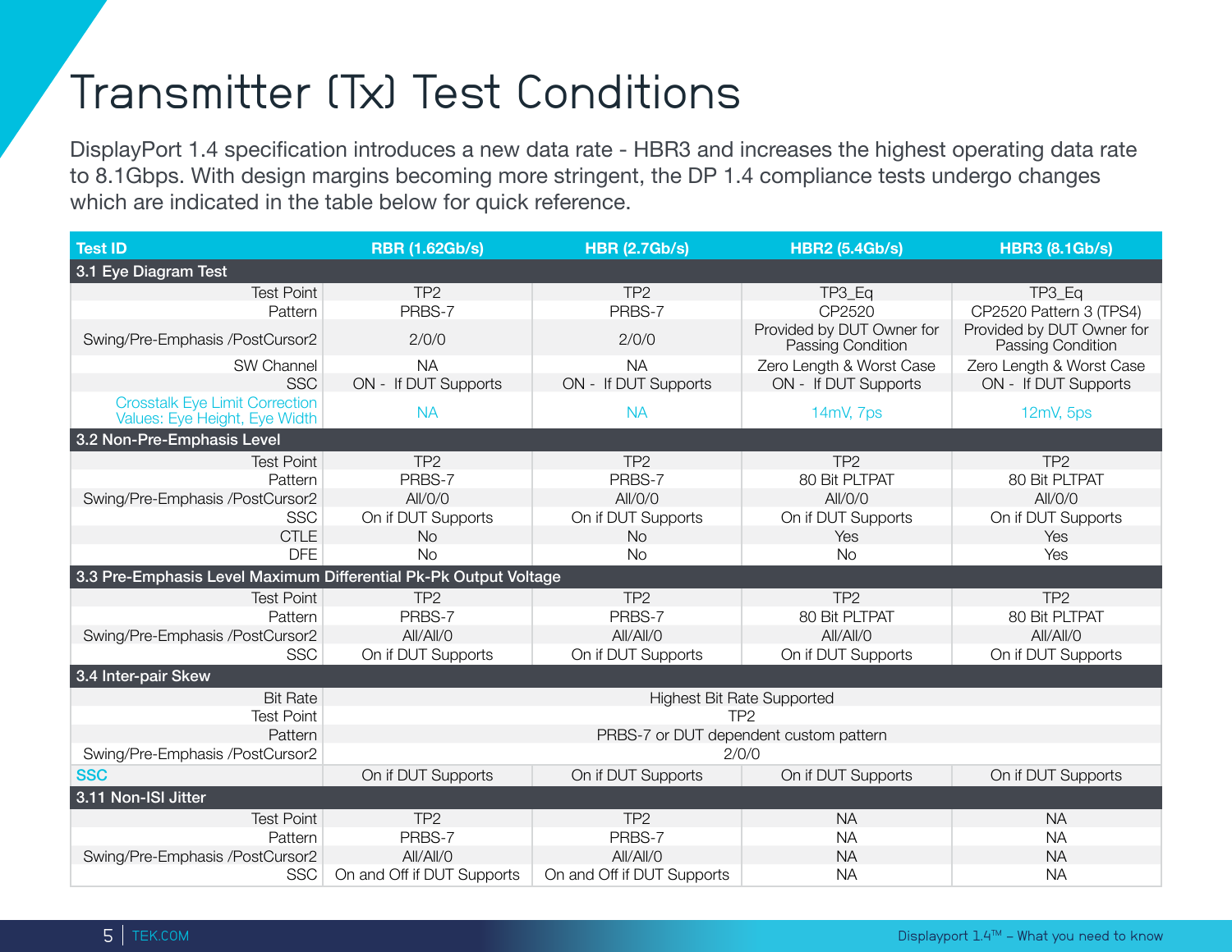# Transmitter (Tx) Test Conditions

DisplayPort 1.4 specification introduces a new data rate - HBR3 and increases the highest operating data rate to 8.1Gbps. With design margins becoming more stringent, the DP 1.4 compliance tests undergo changes which are indicated in the table below for quick reference.

| Test ID | RBR (1.62Gb/s) | HBR (2.7Gb/s) | HBR2 (5.4Gb/s) | HBR3 (8.1Gb/s) |
|---|---|---|---|---|
| **3.1 Eye Diagram Test** | | | | |
| Test Point | TP2 | TP2 | TP3_Eq | TP3_Eq |
| Pattern | PRBS-7 | PRBS-7 | CP2520 | CP2520 Pattern 3 (TPS4) |
| Swing/Pre-Emphasis /PostCursor2 | 2/0/0 | 2/0/0 | Provided by DUT Owner for Passing Condition | Provided by DUT Owner for Passing Condition |
| SW Channel | NA | NA | Zero Length & Worst Case | Zero Length & Worst Case |
| SSC | ON - If DUT Supports | ON - If DUT Supports | ON - If DUT Supports | ON - If DUT Supports |
| Crosstalk Eye Limit Correction Values: Eye Height, Eye Width | NA | NA | 14mV, 7ps | 12mV, 5ps |
| **3.2 Non-Pre-Emphasis Level** | | | | |
| Test Point | TP2 | TP2 | TP2 | TP2 |
| Pattern | PRBS-7 | PRBS-7 | 80 Bit PLTPAT | 80 Bit PLTPAT |
| Swing/Pre-Emphasis /PostCursor2 | All/0/0 | All/0/0 | All/0/0 | All/0/0 |
| SSC | On if DUT Supports | On if DUT Supports | On if DUT Supports | On if DUT Supports |
| CTLE | No | No | Yes | Yes |
| DFE | No | No | No | Yes |
| **3.3 Pre-Emphasis Level Maximum Differential Pk-Pk Output Voltage** | | | | |
| Test Point | TP2 | TP2 | TP2 | TP2 |
| Pattern | PRBS-7 | PRBS-7 | 80 Bit PLTPAT | 80 Bit PLTPAT |
| Swing/Pre-Emphasis /PostCursor2 | All/All/0 | All/All/0 | All/All/0 | All/All/0 |
| SSC | On if DUT Supports | On if DUT Supports | On if DUT Supports | On if DUT Supports |
| **3.4 Inter-pair Skew** | | | | |
| Bit Rate | Highest Bit Rate Supported | | | |
| Test Point | TP2 | | | |
| Pattern | PRBS-7 or DUT dependent custom pattern | | | |
| Swing/Pre-Emphasis /PostCursor2 | 2/0/0 | | | |
| SSC | On if DUT Supports | On if DUT Supports | On if DUT Supports | On if DUT Supports |
| **3.11 Non-ISI Jitter** | | | | |
| Test Point | TP2 | TP2 | NA | NA |
| Pattern | PRBS-7 | PRBS-7 | NA | NA |
| Swing/Pre-Emphasis /PostCursor2 | All/All/0 | All/All/0 | NA | NA |
| SSC | On and Off if DUT Supports | On and Off if DUT Supports | NA | NA |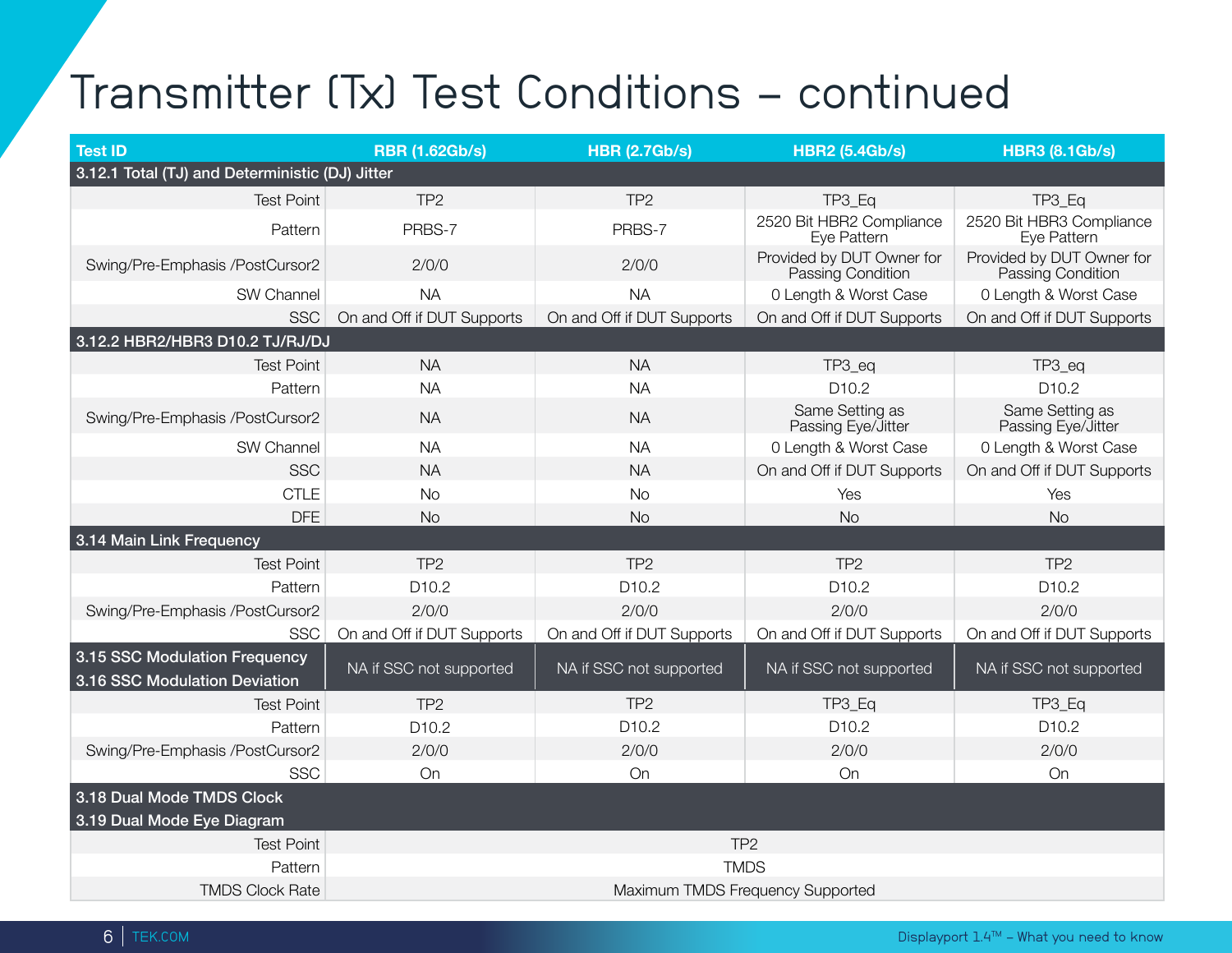# Transmitter (Tx) Test Conditions – continued

| Test ID | RBR (1.62Gb/s) | HBR (2.7Gb/s) | HBR2 (5.4Gb/s) | HBR3 (8.1Gb/s) |
|---|---|---|---|---|
| **3.12.1 Total (TJ) and Deterministic (DJ) Jitter** | | | | |
| Test Point | TP2 | TP2 | TP3_Eq | TP3_Eq |
| Pattern | PRBS-7 | PRBS-7 | 2520 Bit HBR2 Compliance Eye Pattern | 2520 Bit HBR3 Compliance Eye Pattern |
| Swing/Pre-Emphasis /PostCursor2 | 2/0/0 | 2/0/0 | Provided by DUT Owner for Passing Condition | Provided by DUT Owner for Passing Condition |
| SW Channel | NA | NA | 0 Length & Worst Case | 0 Length & Worst Case |
| SSC | On and Off if DUT Supports | On and Off if DUT Supports | On and Off if DUT Supports | On and Off if DUT Supports |
| **3.12.2 HBR2/HBR3 D10.2 TJ/RJ/DJ** | | | | |
| Test Point | NA | NA | TP3_eq | TP3_eq |
| Pattern | NA | NA | D10.2 | D10.2 |
| Swing/Pre-Emphasis /PostCursor2 | NA | NA | Same Setting as Passing Eye/Jitter | Same Setting as Passing Eye/Jitter |
| SW Channel | NA | NA | 0 Length & Worst Case | 0 Length & Worst Case |
| SSC | NA | NA | On and Off if DUT Supports | On and Off if DUT Supports |
| CTLE | No | No | Yes | Yes |
| DFE | No | No | No | No |
| **3.14 Main Link Frequency** | | | | |
| Test Point | TP2 | TP2 | TP2 | TP2 |
| Pattern | D10.2 | D10.2 | D10.2 | D10.2 |
| Swing/Pre-Emphasis /PostCursor2 | 2/0/0 | 2/0/0 | 2/0/0 | 2/0/0 |
| SSC | On and Off if DUT Supports | On and Off if DUT Supports | On and Off if DUT Supports | On and Off if DUT Supports |
| **3.15 SSC Modulation Frequency<br>3.16 SSC Modulation Deviation** | NA if SSC not supported | NA if SSC not supported | NA if SSC not supported | NA if SSC not supported |
| Test Point | TP2 | TP2 | TP3_Eq | TP3_Eq |
| Pattern | D10.2 | D10.2 | D10.2 | D10.2 |
| Swing/Pre-Emphasis /PostCursor2 | 2/0/0 | 2/0/0 | 2/0/0 | 2/0/0 |
| SSC | On | On | On | On |
| **3.18 Dual Mode TMDS Clock<br>3.19 Dual Mode Eye Diagram** | | | | |
| Test Point | TP2 | | | |
| Pattern | TMDS | | | |
| TMDS Clock Rate | Maximum TMDS Frequency Supported | | | |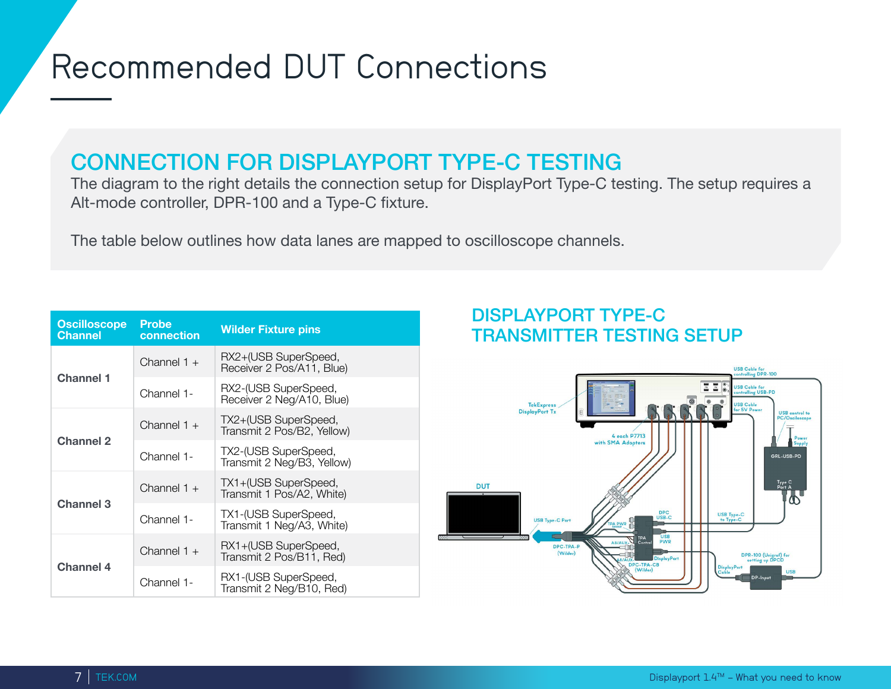# Recommended DUT Connections

## CONNECTION FOR DISPLAYPORT TYPE-C TESTING

The diagram to the right details the connection setup for DisplayPort Type-C testing. The setup requires a Alt-mode controller, DPR-100 and a Type-C fixture.

The table below outlines how data lanes are mapped to oscilloscope channels.

| Oscilloscope Channel | Probe connection | Wilder Fixture pins |
|---|---|---|
| Channel 1 | Channel 1 + | RX2+(USB SuperSpeed, Receiver 2 Pos/A11, Blue) |
| | Channel 1- | RX2-(USB SuperSpeed, Receiver 2 Neg/A10, Blue) |
| Channel 2 | Channel 1 + | TX2+(USB SuperSpeed, Transmit 2 Pos/B2, Yellow) |
| | Channel 1- | TX2-(USB SuperSpeed, Transmit 2 Neg/B3, Yellow) |
| Channel 3 | Channel 1 + | TX1+(USB SuperSpeed, Transmit 1 Pos/A2, White) |
| | Channel 1- | TX1-(USB SuperSpeed, Transmit 1 Neg/A3, White) |
| Channel 4 | Channel 1 + | RX1+(USB SuperSpeed, Transmit 2 Pos/B11, Red) |
| | Channel 1- | RX1-(USB SuperSpeed, Transmit 2 Neg/B10, Red) |

## DISPLAYPORT TYPE-C TRANSMITTER TESTING SETUP

TekExpress DisplayPort Tx

4 each P7713 with SMA Adapters

USB Cable for controlling DPR-100

USB Cable for controlling USB-PD

USB Cable for 5V Power

USB control to PC/Oscilloscope

Power Supply

GRL-USB-PD

Type C Port A

DUT

USB Type-C Port

TPA PWR Sense

DPC USB-C

TPA Control

USB PWR

A8/AUX-

A8/AUX+

DPC-TPA-P (Wilder)

DPC-TPA-CB (Wilder)

DisplayPort

USB Type-C to Type-C

DPR-100 (Unigraf) for setting up DPCD

DisplayPort Cable

DP-Input

USB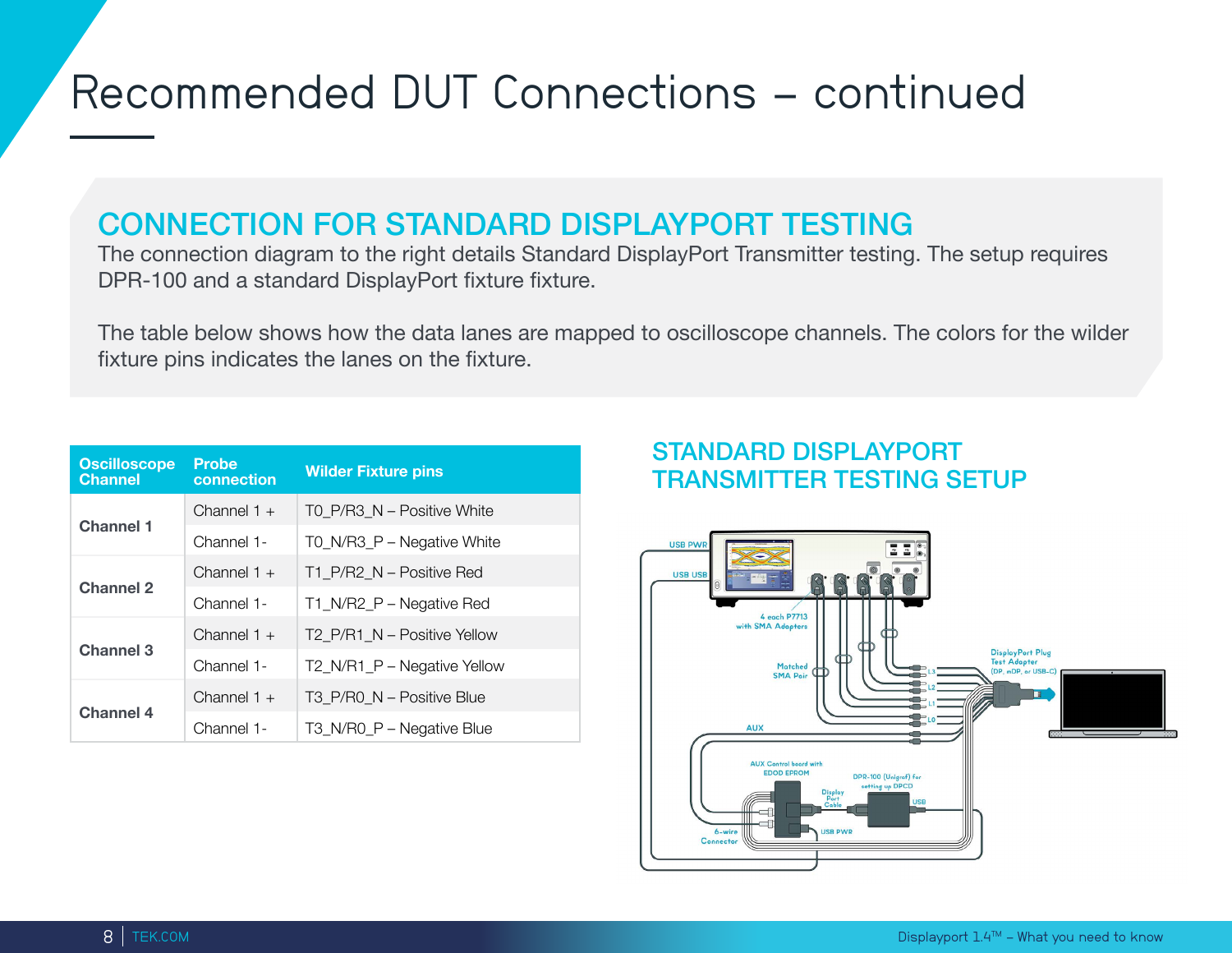# Recommended DUT Connections – continued

## CONNECTION FOR STANDARD DISPLAYPORT TESTING

The connection diagram to the right details Standard DisplayPort Transmitter testing. The setup requires DPR-100 and a standard DisplayPort fixture fixture.

The table below shows how the data lanes are mapped to oscilloscope channels. The colors for the wilder fixture pins indicates the lanes on the fixture.

| Oscilloscope Channel | Probe connection | Wilder Fixture pins |
|---|---|---|
| **Channel 1** | Channel 1 + | T0_P/R3_N – Positive White |
| | Channel 1- | T0_N/R3_P – Negative White |
| **Channel 2** | Channel 1 + | T1_P/R2_N – Positive Red |
| | Channel 1- | T1_N/R2_P – Negative Red |
| **Channel 3** | Channel 1 + | T2_P/R1_N – Positive Yellow |
| | Channel 1- | T2_N/R1_P – Negative Yellow |
| **Channel 4** | Channel 1 + | T3_P/R0_N – Positive Blue |
| | Channel 1- | T3_N/R0_P – Negative Blue |

### STANDARD DISPLAYPORT TRANSMITTER TESTING SETUP

USB PWR
USB USB
4 each P7713 with SMA Adaptors
Matched SMA Pair
L3
L2
L1
L0
DisplayPort Plug Test Adapter (DP, mDP, or USB-C)
AUX
AUX Control board with EDOD EPROM
DPR-100 (Unigraf) for setting up DPCD
Display Port Cable
USB
6-wire Connector
USB PWR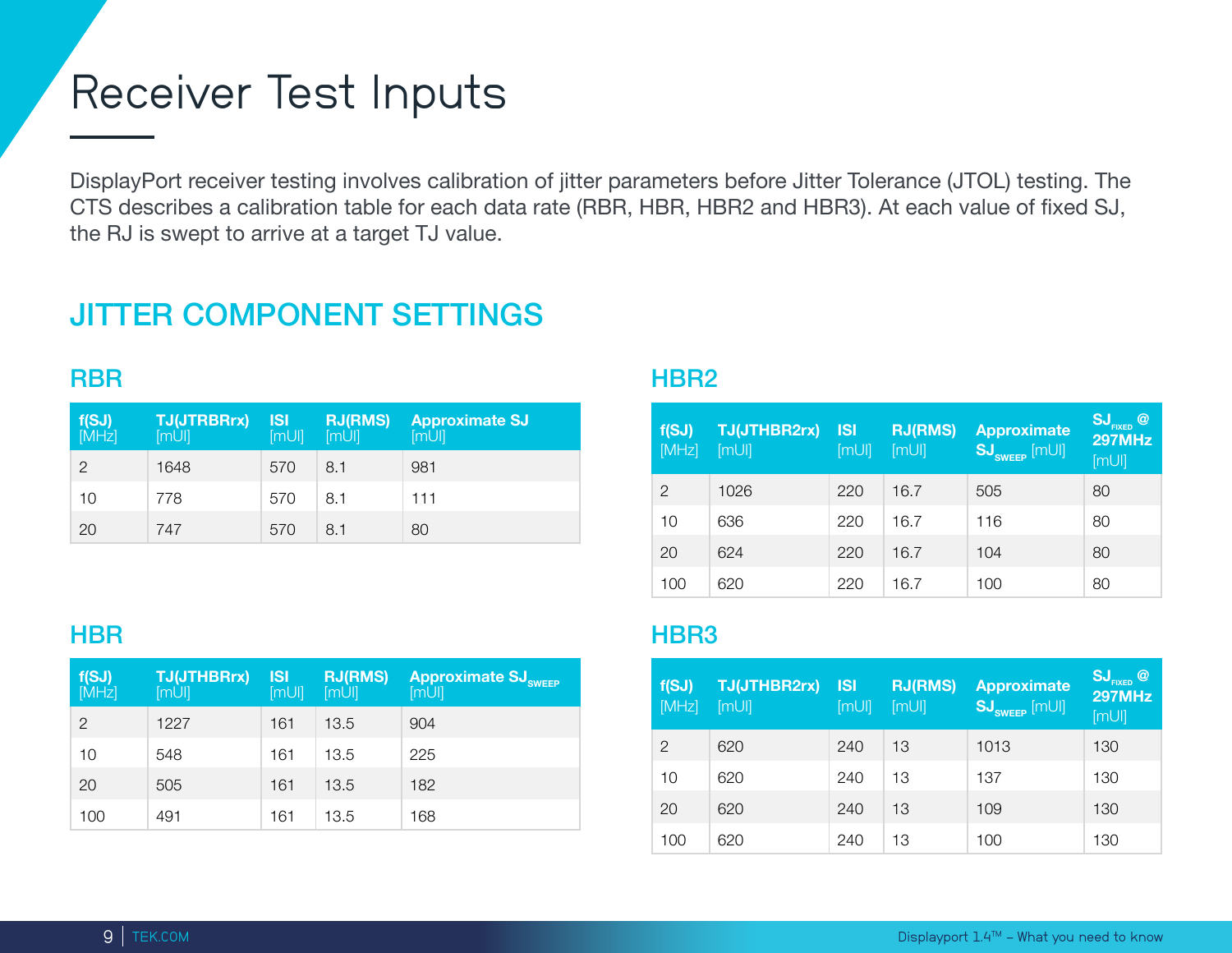# Receiver Test Inputs

DisplayPort receiver testing involves calibration of jitter parameters before Jitter Tolerance (JTOL) testing. The CTS describes a calibration table for each data rate (RBR, HBR, HBR2 and HBR3). At each value of fixed SJ, the RJ is swept to arrive at a target TJ value.

## JITTER COMPONENT SETTINGS

### RBR

| f(SJ) [MHz] | TJ(JTRBRrx) [mUI] | ISI [mUI] | RJ(RMS) [mUI] | Approximate SJ [mUI] |
|---|---|---|---|---|
| 2 | 1648 | 570 | 8.1 | 981 |
| 10 | 778 | 570 | 8.1 | 111 |
| 20 | 747 | 570 | 8.1 | 80 |

### HBR

| f(SJ) [MHz] | TJ(JTHBRrx) [mUI] | ISI [mUI] | RJ(RMS) [mUI] | Approximate $SJ_{SWEEP}$ [mUI] |
|---|---|---|---|---|
| 2 | 1227 | 161 | 13.5 | 904 |
| 10 | 548 | 161 | 13.5 | 225 |
| 20 | 505 | 161 | 13.5 | 182 |
| 100 | 491 | 161 | 13.5 | 168 |

### HBR2

| f(SJ) [MHz] | TJ(JTHBR2rx) [mUI] | ISI [mUI] | RJ(RMS) [mUI] | Approximate $SJ_{SWEEP}$ [mUI] | $SJ_{FIXED}$ @ 297MHz [mUI] |
|---|---|---|---|---|---|
| 2 | 1026 | 220 | 16.7 | 505 | 80 |
| 10 | 636 | 220 | 16.7 | 116 | 80 |
| 20 | 624 | 220 | 16.7 | 104 | 80 |
| 100 | 620 | 220 | 16.7 | 100 | 80 |

### HBR3

| f(SJ) [MHz] | TJ(JTHBR2rx) [mUI] | ISI [mUI] | RJ(RMS) [mUI] | Approximate $SJ_{SWEEP}$ [mUI] | $SJ_{FIXED}$ @ 297MHz [mUI] |
|---|---|---|---|---|---|
| 2 | 620 | 240 | 13 | 1013 | 130 |
| 10 | 620 | 240 | 13 | 137 | 130 |
| 20 | 620 | 240 | 13 | 109 | 130 |
| 100 | 620 | 240 | 13 | 100 | 130 |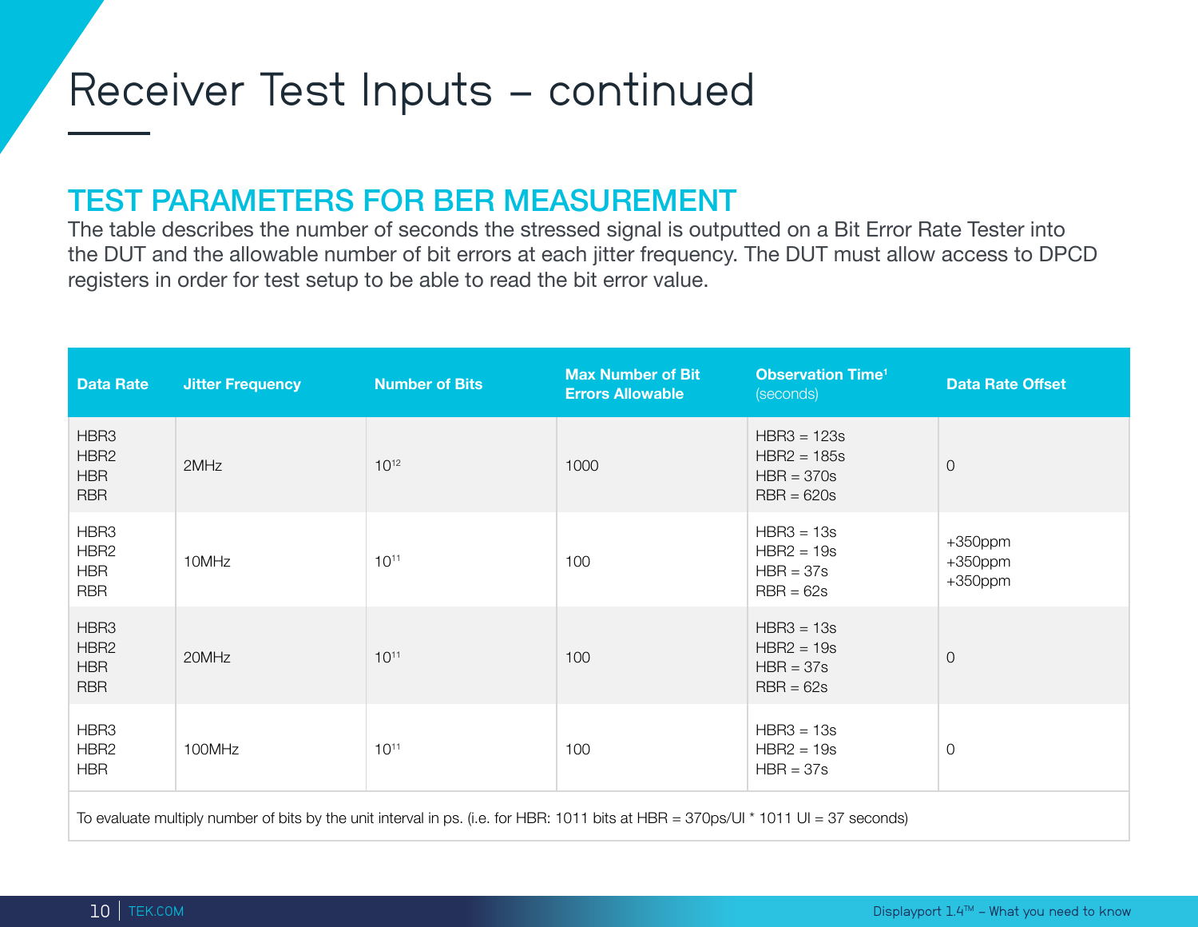# Receiver Test Inputs – continued

## TEST PARAMETERS FOR BER MEASUREMENT

The table describes the number of seconds the stressed signal is outputted on a Bit Error Rate Tester into the DUT and the allowable number of bit errors at each jitter frequency. The DUT must allow access to DPCD registers in order for test setup to be able to read the bit error value.

| Data Rate | Jitter Frequency | Number of Bits | Max Number of Bit Errors Allowable | Observation Time[1] (seconds) | Data Rate Offset |
|---|---|---|---|---|---|
| HBR3<br>HBR2<br>HBR<br>RBR | 2MHz | $10^{12}$ | 1000 | HBR3 = 123s<br>HBR2 = 185s<br>HBR = 370s<br>RBR = 620s | 0 |
| HBR3<br>HBR2<br>HBR<br>RBR | 10MHz | $10^{11}$ | 100 | HBR3 = 13s<br>HBR2 = 19s<br>HBR = 37s<br>RBR = 62s | +350ppm<br>+350ppm<br>+350ppm |
| HBR3<br>HBR2<br>HBR<br>RBR | 20MHz | $10^{11}$ | 100 | HBR3 = 13s<br>HBR2 = 19s<br>HBR = 37s<br>RBR = 62s | 0 |
| HBR3<br>HBR2<br>HBR | 100MHz | $10^{11}$ | 100 | HBR3 = 13s<br>HBR2 = 19s<br>HBR = 37s | 0 |

To evaluate multiply number of bits by the unit interval in ps. (i.e. for HBR: 1011 bits at HBR = 370ps/UI * 1011 UI = 37 seconds)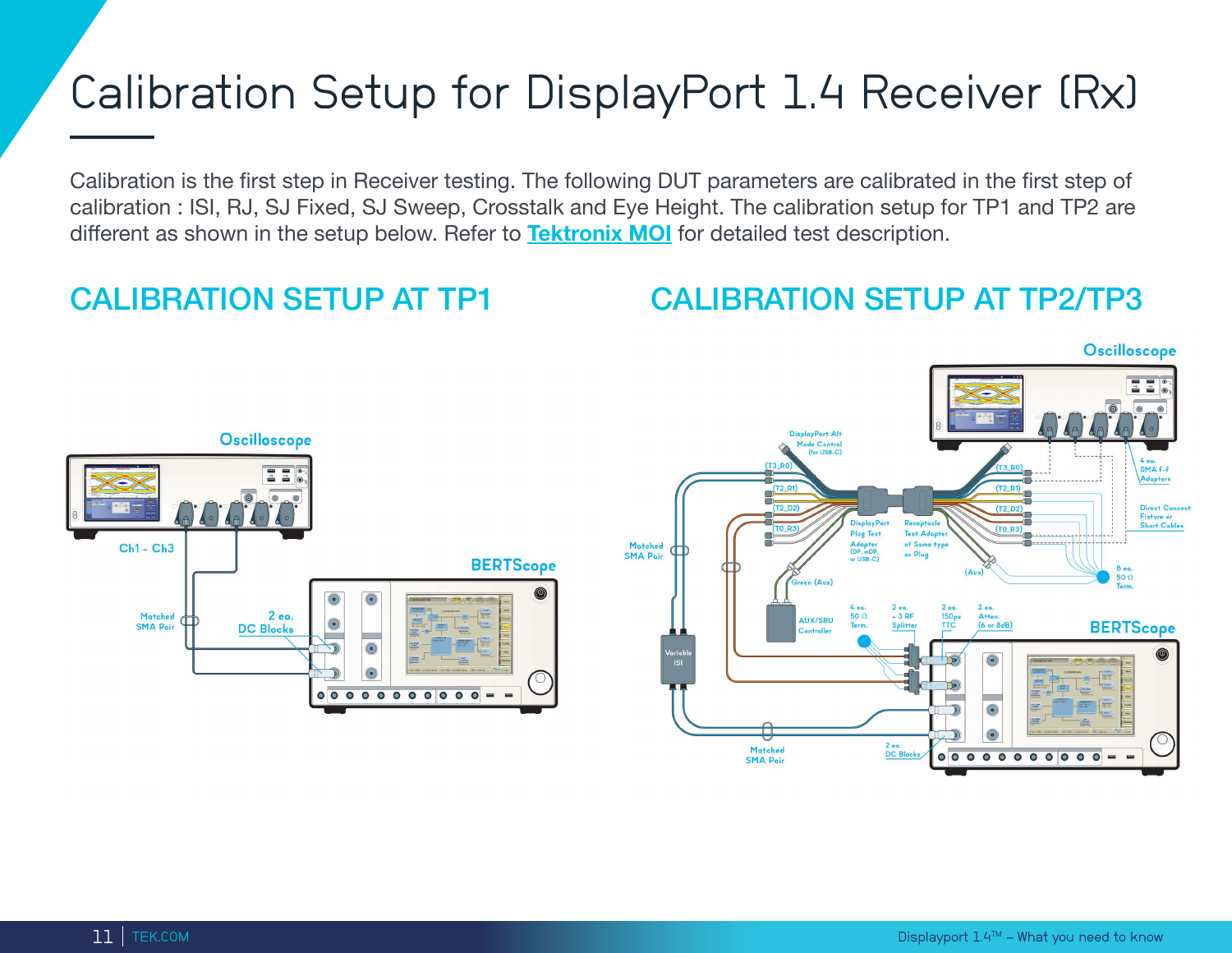# Calibration Setup for DisplayPort 1.4 Receiver (Rx)

Calibration is the first step in Receiver testing. The following DUT parameters are calibrated in the first step of calibration : ISI, RJ, SJ Fixed, SJ Sweep, Crosstalk and Eye Height. The calibration setup for TP1 and TP2 are different as shown in the setup below. Refer to **Tektronix MOI** for detailed test description.

## CALIBRATION SETUP AT TP1

Oscilloscope

Ch1 - Ch3

BERTScope

Matched SMA Pair

2 ea. DC Blocks

## CALIBRATION SETUP AT TP2/TP3

Oscilloscope

DisplayPort Alt Mode Control (for USB-C)

(T3_R0) (T2_R1) (T2_D2) (T0_R3)

(T3_R0) (T2_R1) (T2_D2) (T0_R3)

4 ea. SMA f-f Adapters

Direct Connect Fixture or Short Cables

Matched SMA Pair

DisplayPort Plug Test Adapter (DP, mDP, or USB-C)

Receptacle Test Adapter of Same type as Plug

Green (Aux)

(Aux)

8 ea. 50 Ω Term.

AUX/SBU Controller

4 ea. 50 Ω Term.

2 ea. ÷ 3 RF Splitter

2 ea. 150ps TTC

2 ea. Atten. (6 or 8dB)

BERTScope

Variable ISI

Matched SMA Pair

2 ea. DC Blocks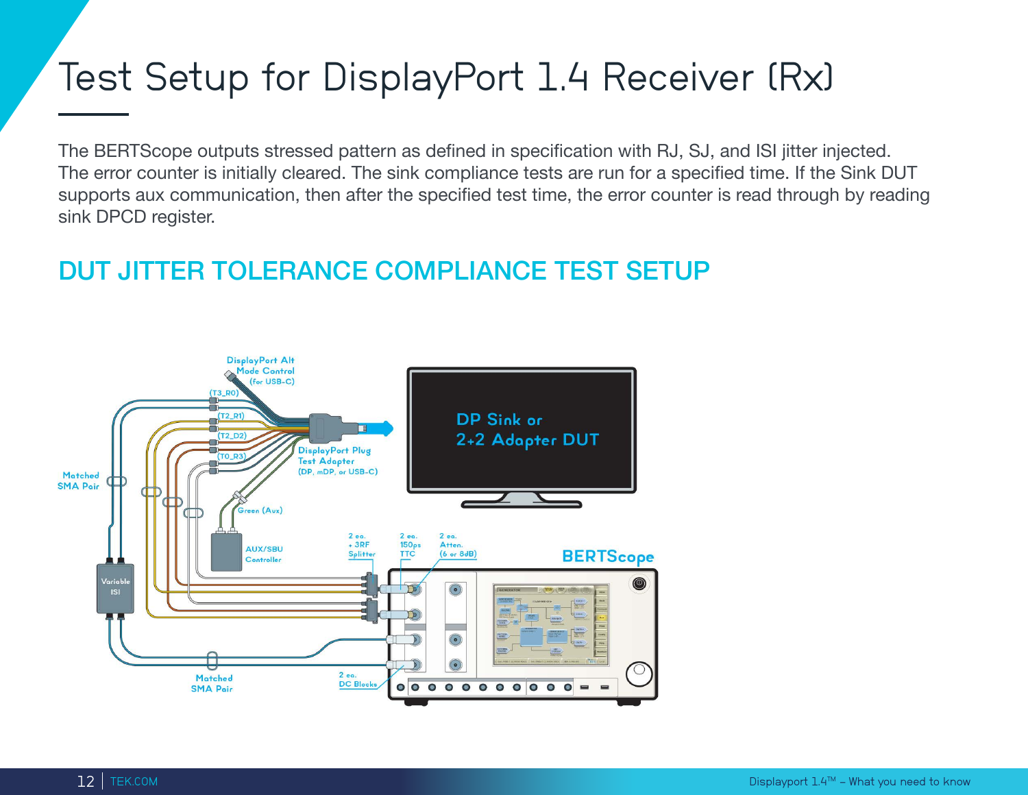# Test Setup for DisplayPort 1.4 Receiver (Rx)

The BERTScope outputs stressed pattern as defined in specification with RJ, SJ, and ISI jitter injected. The error counter is initially cleared. The sink compliance tests are run for a specified time. If the Sink DUT supports aux communication, then after the specified test time, the error counter is read through by reading sink DPCD register.

## DUT JITTER TOLERANCE COMPLIANCE TEST SETUP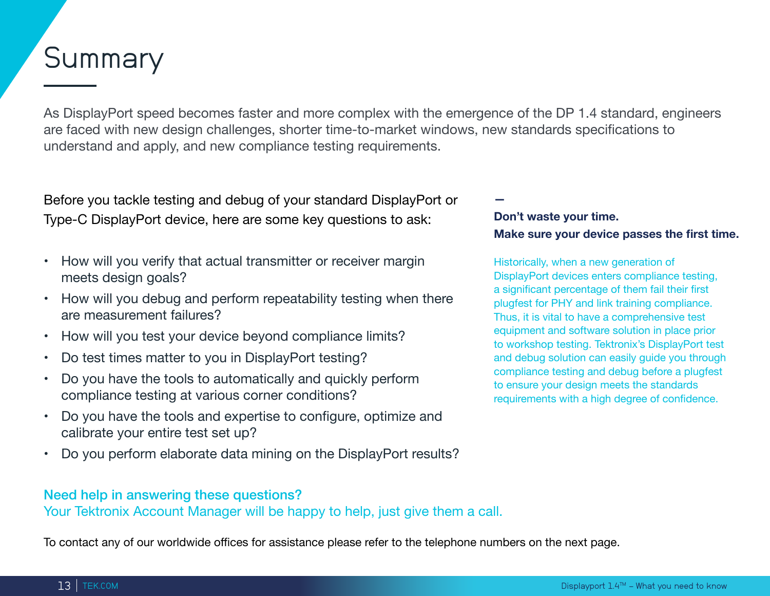# Summary

As DisplayPort speed becomes faster and more complex with the emergence of the DP 1.4 standard, engineers are faced with new design challenges, shorter time-to-market windows, new standards specifications to understand and apply, and new compliance testing requirements.

Before you tackle testing and debug of your standard DisplayPort or Type-C DisplayPort device, here are some key questions to ask:

- How will you verify that actual transmitter or receiver margin meets design goals?
- How will you debug and perform repeatability testing when there are measurement failures?
- How will you test your device beyond compliance limits?
- Do test times matter to you in DisplayPort testing?
- Do you have the tools to automatically and quickly perform compliance testing at various corner conditions?
- Do you have the tools and expertise to configure, optimize and calibrate your entire test set up?
- Do you perform elaborate data mining on the DisplayPort results?

**Don't waste your time.**
**Make sure your device passes the first time.**

Historically, when a new generation of DisplayPort devices enters compliance testing, a significant percentage of them fail their first plugfest for PHY and link training compliance. Thus, it is vital to have a comprehensive test equipment and software solution in place prior to workshop testing. Tektronix's DisplayPort test and debug solution can easily guide you through compliance testing and debug before a plugfest to ensure your design meets the standards requirements with a high degree of confidence.

**Need help in answering these questions?**
Your Tektronix Account Manager will be happy to help, just give them a call.

To contact any of our worldwide offices for assistance please refer to the telephone numbers on the next page.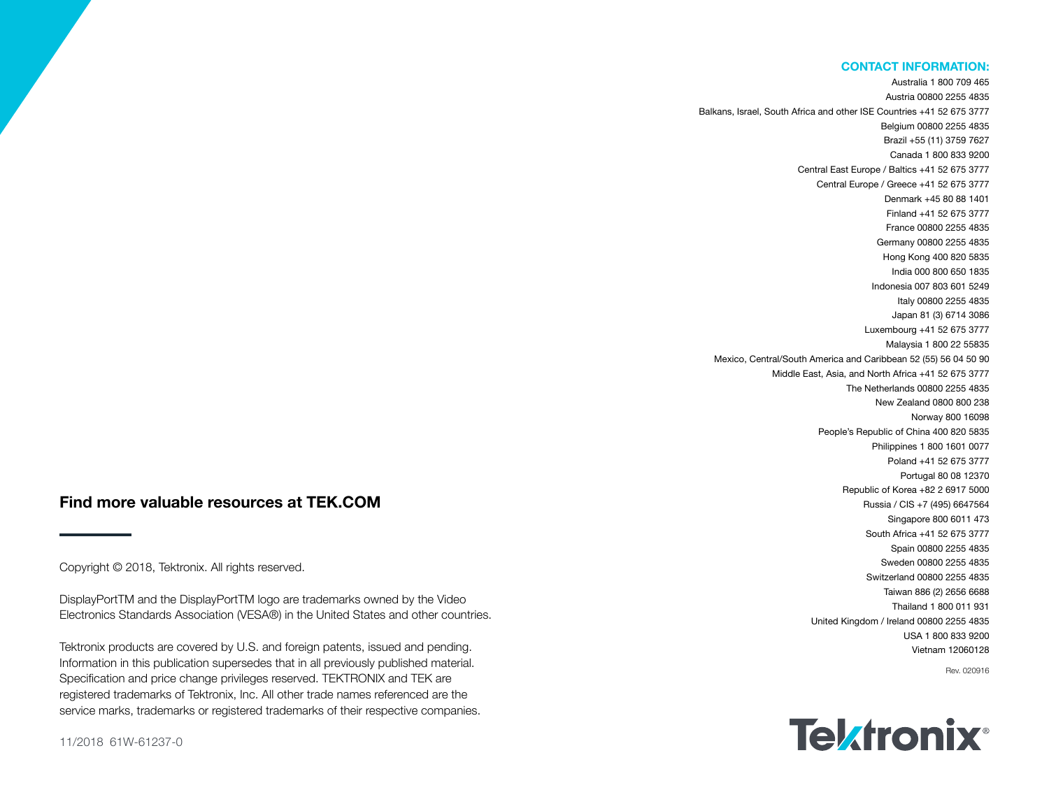**CONTACT INFORMATION:**

Australia 1 800 709 465
Austria 00800 2255 4835
Balkans, Israel, South Africa and other ISE Countries +41 52 675 3777
Belgium 00800 2255 4835
Brazil +55 (11) 3759 7627
Canada 1 800 833 9200
Central East Europe / Baltics +41 52 675 3777
Central Europe / Greece +41 52 675 3777
Denmark +45 80 88 1401
Finland +41 52 675 3777
France 00800 2255 4835
Germany 00800 2255 4835
Hong Kong 400 820 5835
India 000 800 650 1835
Indonesia 007 803 601 5249
Italy 00800 2255 4835
Japan 81 (3) 6714 3086
Luxembourg +41 52 675 3777
Malaysia 1 800 22 55835
Mexico, Central/South America and Caribbean 52 (55) 56 04 50 90
Middle East, Asia, and North Africa +41 52 675 3777
The Netherlands 00800 2255 4835
New Zealand 0800 800 238
Norway 800 16098
People's Republic of China 400 820 5835
Philippines 1 800 1601 0077
Poland +41 52 675 3777
Portugal 80 08 12370
Republic of Korea +82 2 6917 5000
Russia / CIS +7 (495) 6647564
Singapore 800 6011 473
South Africa +41 52 675 3777
Spain 00800 2255 4835
Sweden 00800 2255 4835
Switzerland 00800 2255 4835
Taiwan 886 (2) 2656 6688
Thailand 1 800 011 931
United Kingdom / Ireland 00800 2255 4835
USA 1 800 833 9200
Vietnam 12060128

Rev. 020916

**Find more valuable resources at TEK.COM**

Copyright © 2018, Tektronix. All rights reserved.

DisplayPortTM and the DisplayPortTM logo are trademarks owned by the Video Electronics Standards Association (VESA®) in the United States and other countries.

Tektronix products are covered by U.S. and foreign patents, issued and pending. Information in this publication supersedes that in all previously published material. Specification and price change privileges reserved. TEKTRONIX and TEK are registered trademarks of Tektronix, Inc. All other trade names referenced are the service marks, trademarks or registered trademarks of their respective companies.

11/2018 61W-61237-0

Tektronix®